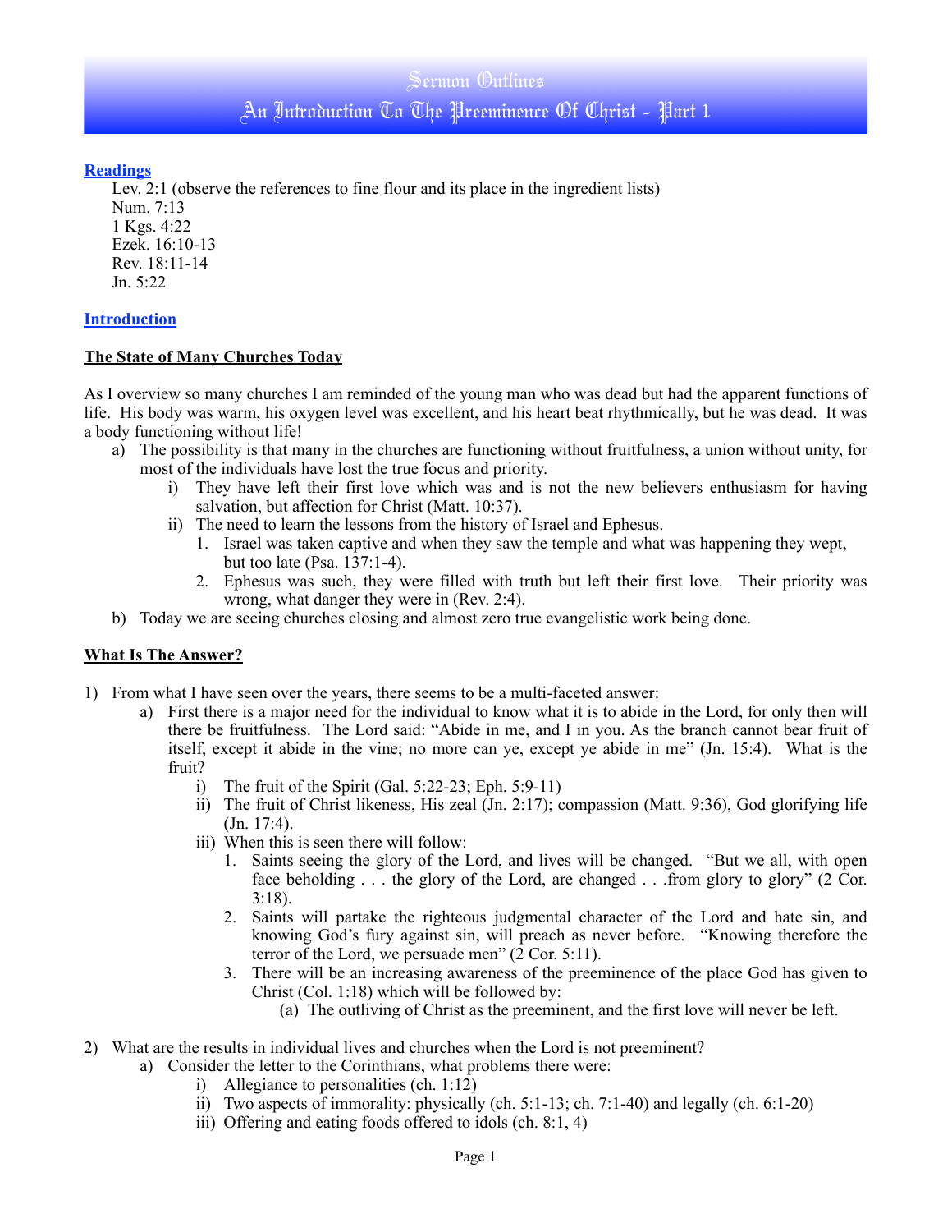# Sermon Outlines

# An Introduction To The Preeminence Of Christ - Part 1

## Readings

Lev. 2:1 (observe the references to fine flour and its place in the ingredient lists)
Num. 7:13
1 Kgs. 4:22
Ezek. 16:10-13
Rev. 18:11-14
Jn. 5:22

## Introduction

### The State of Many Churches Today

As I overview so many churches I am reminded of the young man who was dead but had the apparent functions of life. His body was warm, his oxygen level was excellent, and his heart beat rhythmically, but he was dead. It was a body functioning without life!

- a) The possibility is that many in the churches are functioning without fruitfulness, a union without unity, for most of the individuals have lost the true focus and priority.
    - i) They have left their first love which was and is not the new believers enthusiasm for having salvation, but affection for Christ (Matt. 10:37).
    - ii) The need to learn the lessons from the history of Israel and Ephesus.
        1. Israel was taken captive and when they saw the temple and what was happening they wept, but too late (Psa. 137:1-4).
        2. Ephesus was such, they were filled with truth but left their first love. Their priority was wrong, what danger they were in (Rev. 2:4).
- b) Today we are seeing churches closing and almost zero true evangelistic work being done.

### What Is The Answer?

1) From what I have seen over the years, there seems to be a multi-faceted answer:
    - a) First there is a major need for the individual to know what it is to abide in the Lord, for only then will there be fruitfulness. The Lord said: "Abide in me, and I in you. As the branch cannot bear fruit of itself, except it abide in the vine; no more can ye, except ye abide in me" (Jn. 15:4). What is the fruit?
        - i) The fruit of the Spirit (Gal. 5:22-23; Eph. 5:9-11)
        - ii) The fruit of Christ likeness, His zeal (Jn. 2:17); compassion (Matt. 9:36), God glorifying life (Jn. 17:4).
        - iii) When this is seen there will follow:
            1. Saints seeing the glory of the Lord, and lives will be changed. "But we all, with open face beholding . . . the glory of the Lord, are changed . . .from glory to glory" (2 Cor. 3:18).
            2. Saints will partake the righteous judgmental character of the Lord and hate sin, and knowing God's fury against sin, will preach as never before. "Knowing therefore the terror of the Lord, we persuade men" (2 Cor. 5:11).
            3. There will be an increasing awareness of the preeminence of the place God has given to Christ (Col. 1:18) which will be followed by:
                - (a) The outliving of Christ as the preeminent, and the first love will never be left.

2) What are the results in individual lives and churches when the Lord is not preeminent?
    - a) Consider the letter to the Corinthians, what problems there were:
        - i) Allegiance to personalities (ch. 1:12)
        - ii) Two aspects of immorality: physically (ch. 5:1-13; ch. 7:1-40) and legally (ch. 6:1-20)
        - iii) Offering and eating foods offered to idols (ch. 8:1, 4)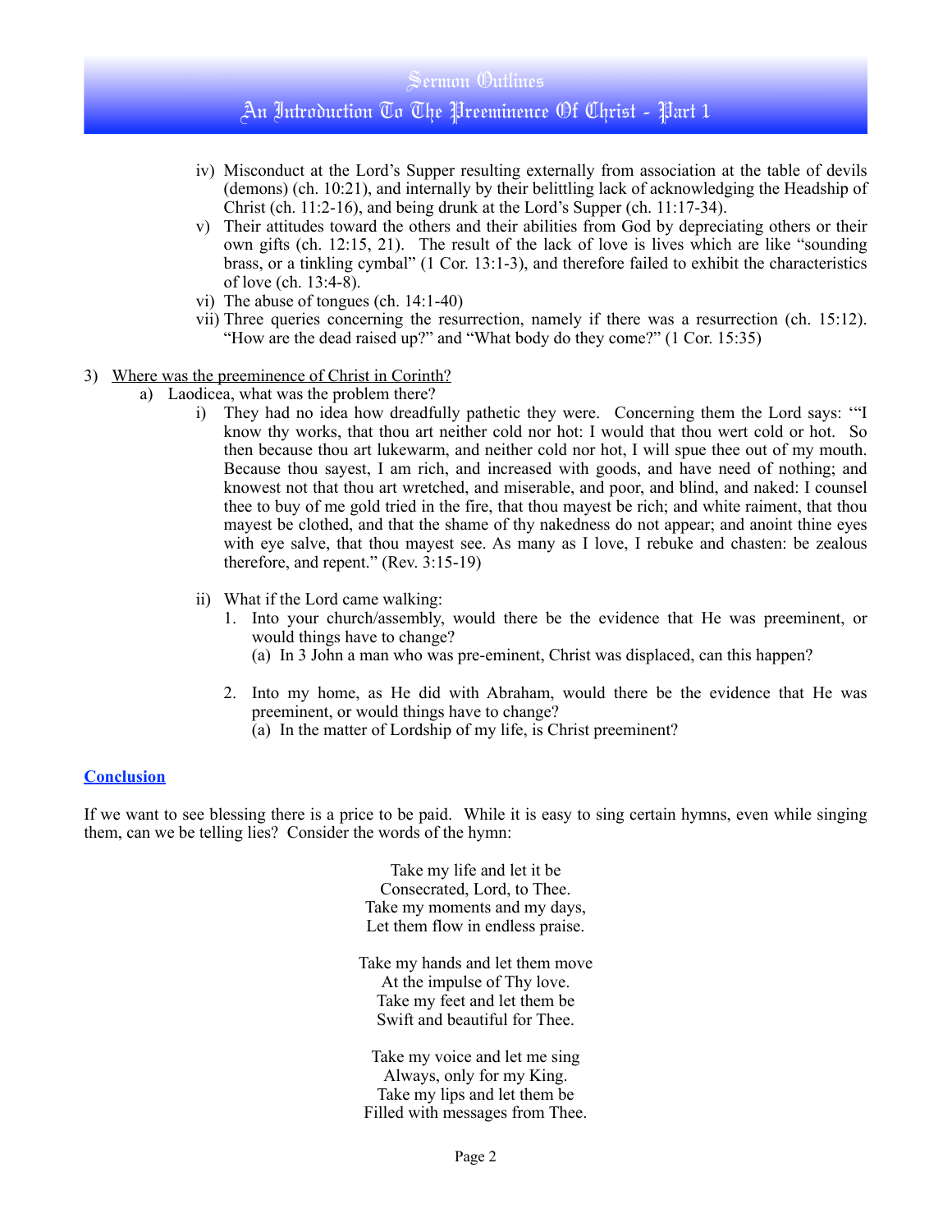- iv) Misconduct at the Lord's Supper resulting externally from association at the table of devils (demons) (ch. 10:21), and internally by their belittling lack of acknowledging the Headship of Christ (ch. 11:2-16), and being drunk at the Lord's Supper (ch. 11:17-34).
- v) Their attitudes toward the others and their abilities from God by depreciating others or their own gifts (ch. 12:15, 21). The result of the lack of love is lives which are like "sounding brass, or a tinkling cymbal" (1 Cor. 13:1-3), and therefore failed to exhibit the characteristics of love (ch. 13:4-8).
- vi) The abuse of tongues (ch. 14:1-40)
- vii) Three queries concerning the resurrection, namely if there was a resurrection (ch. 15:12). "How are the dead raised up?" and "What body do they come?" (1 Cor. 15:35)

3) <u>Where was the preeminence of Christ in Corinth?</u>
   - a) Laodicea, what was the problem there?
     - i) They had no idea how dreadfully pathetic they were. Concerning them the Lord says: ""I know thy works, that thou art neither cold nor hot: I would that thou wert cold or hot. So then because thou art lukewarm, and neither cold nor hot, I will spue thee out of my mouth. Because thou sayest, I am rich, and increased with goods, and have need of nothing; and knowest not that thou art wretched, and miserable, and poor, and blind, and naked: I counsel thee to buy of me gold tried in the fire, that thou mayest be rich; and white raiment, that thou mayest be clothed, and that the shame of thy nakedness do not appear; and anoint thine eyes with eye salve, that thou mayest see. As many as I love, I rebuke and chasten: be zealous therefore, and repent." (Rev. 3:15-19)
     - ii) What if the Lord came walking:
       1. Into your church/assembly, would there be the evidence that He was preeminent, or would things have to change?
          - (a) In 3 John a man who was pre-eminent, Christ was displaced, can this happen?
       2. Into my home, as He did with Abraham, would there be the evidence that He was preeminent, or would things have to change?
          - (a) In the matter of Lordship of my life, is Christ preeminent?

## Conclusion

If we want to see blessing there is a price to be paid. While it is easy to sing certain hymns, even while singing them, can we be telling lies? Consider the words of the hymn:

Take my life and let it be
Consecrated, Lord, to Thee.
Take my moments and my days,
Let them flow in endless praise.

Take my hands and let them move
At the impulse of Thy love.
Take my feet and let them be
Swift and beautiful for Thee.

Take my voice and let me sing
Always, only for my King.
Take my lips and let them be
Filled with messages from Thee.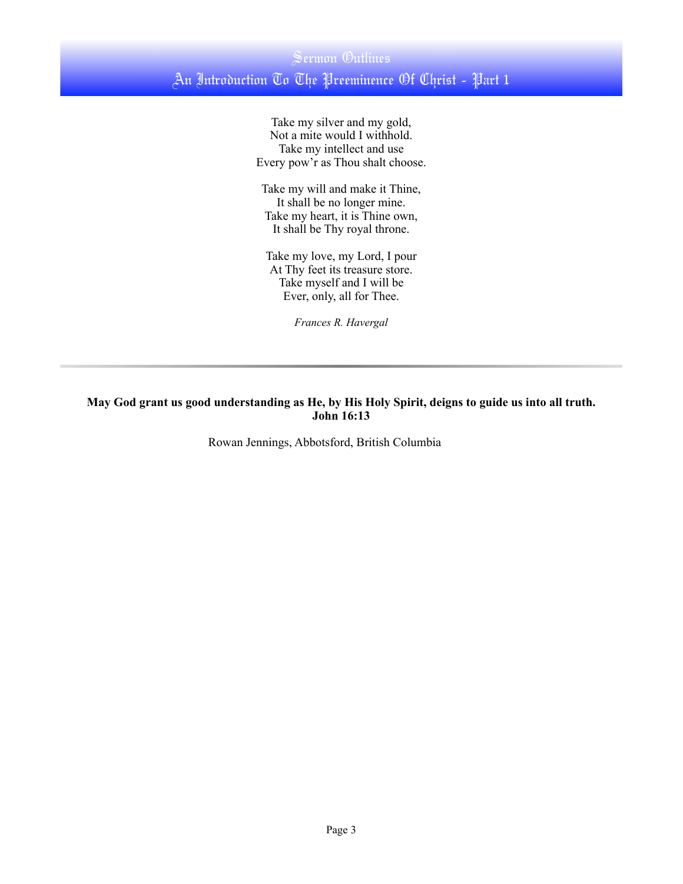Take my silver and my gold,
Not a mite would I withhold.
Take my intellect and use
Every pow'r as Thou shalt choose.

Take my will and make it Thine,
It shall be no longer mine.
Take my heart, it is Thine own,
It shall be Thy royal throne.

Take my love, my Lord, I pour
At Thy feet its treasure store.
Take myself and I will be
Ever, only, all for Thee.

*Frances R. Havergal*

---

**May God grant us good understanding as He, by His Holy Spirit, deigns to guide us into all truth. John 16:13**

Rowan Jennings, Abbotsford, British Columbia